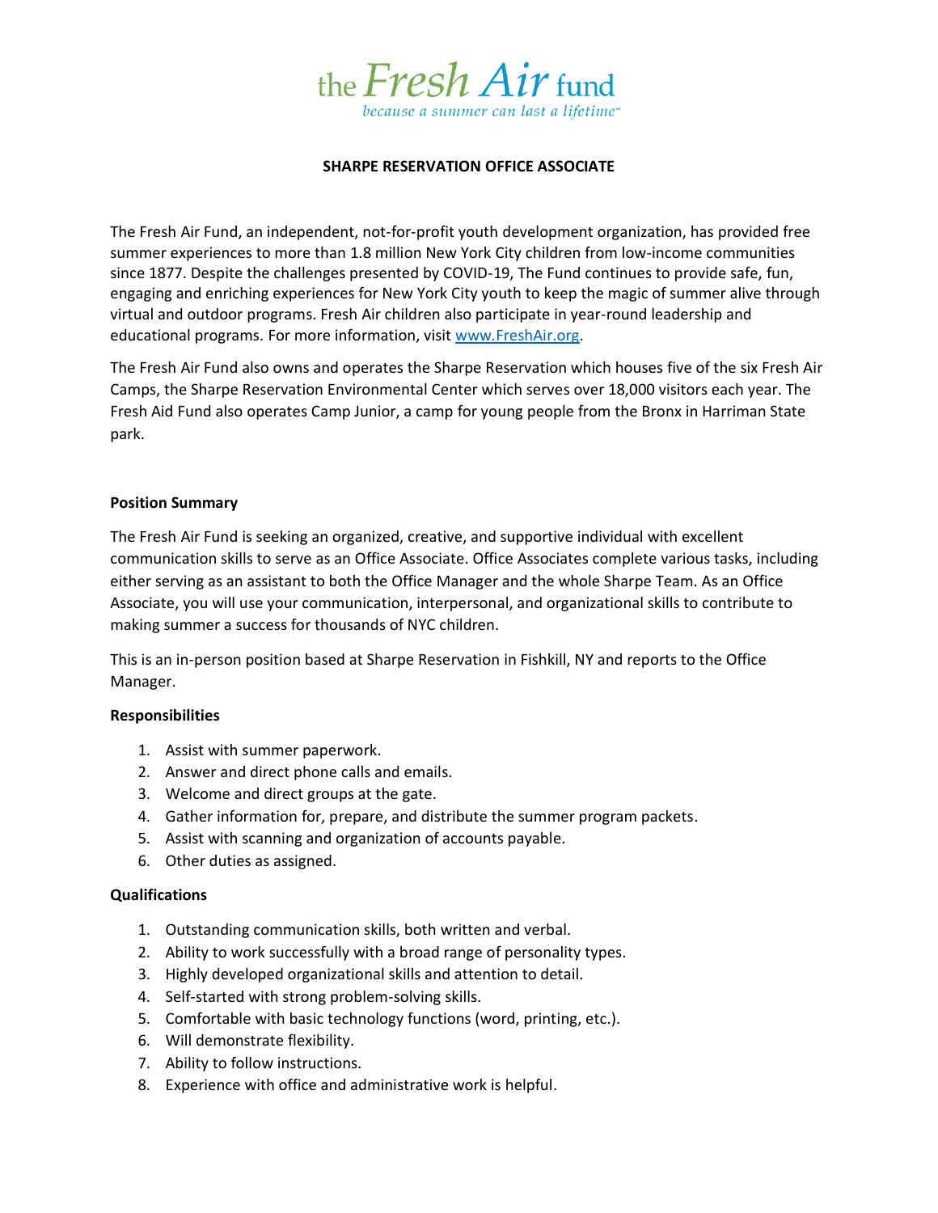the Fresh Air fund

*because a summer can last a lifetime*™

# SHARPE RESERVATION OFFICE ASSOCIATE

The Fresh Air Fund, an independent, not-for-profit youth development organization, has provided free summer experiences to more than 1.8 million New York City children from low-income communities since 1877. Despite the challenges presented by COVID-19, The Fund continues to provide safe, fun, engaging and enriching experiences for New York City youth to keep the magic of summer alive through virtual and outdoor programs. Fresh Air children also participate in year-round leadership and educational programs. For more information, visit [www.FreshAir.org](http://www.FreshAir.org).

The Fresh Air Fund also owns and operates the Sharpe Reservation which houses five of the six Fresh Air Camps, the Sharpe Reservation Environmental Center which serves over 18,000 visitors each year. The Fresh Aid Fund also operates Camp Junior, a camp for young people from the Bronx in Harriman State park.

**Position Summary**

The Fresh Air Fund is seeking an organized, creative, and supportive individual with excellent communication skills to serve as an Office Associate. Office Associates complete various tasks, including either serving as an assistant to both the Office Manager and the whole Sharpe Team. As an Office Associate, you will use your communication, interpersonal, and organizational skills to contribute to making summer a success for thousands of NYC children.

This is an in-person position based at Sharpe Reservation in Fishkill, NY and reports to the Office Manager.

**Responsibilities**

1. Assist with summer paperwork.
2. Answer and direct phone calls and emails.
3. Welcome and direct groups at the gate.
4. Gather information for, prepare, and distribute the summer program packets.
5. Assist with scanning and organization of accounts payable.
6. Other duties as assigned.

**Qualifications**

1. Outstanding communication skills, both written and verbal.
2. Ability to work successfully with a broad range of personality types.
3. Highly developed organizational skills and attention to detail.
4. Self-started with strong problem-solving skills.
5. Comfortable with basic technology functions (word, printing, etc.).
6. Will demonstrate flexibility.
7. Ability to follow instructions.
8. Experience with office and administrative work is helpful.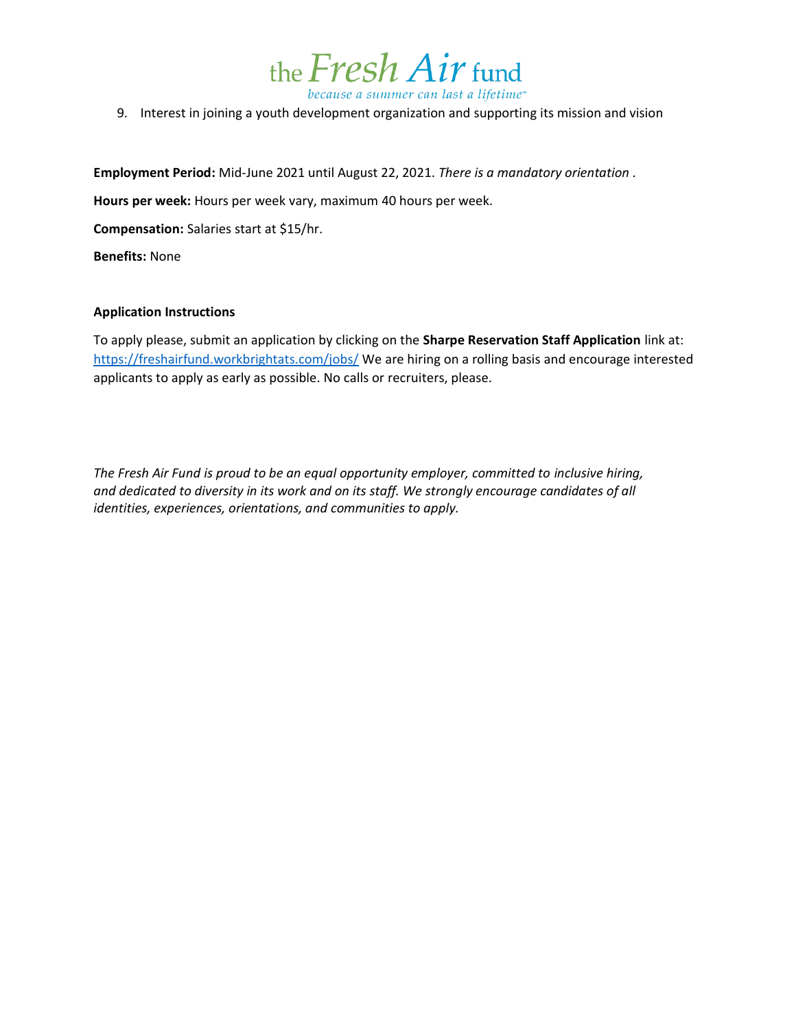9. Interest in joining a youth development organization and supporting its mission and vision

**Employment Period:** Mid-June 2021 until August 22, 2021. *There is a mandatory orientation* .

**Hours per week:** Hours per week vary, maximum 40 hours per week.

**Compensation:** Salaries start at $15/hr.

**Benefits:** None

**Application Instructions**

To apply please, submit an application by clicking on the **Sharpe Reservation Staff Application** link at: https://freshairfund.workbrightats.com/jobs/ We are hiring on a rolling basis and encourage interested applicants to apply as early as possible. No calls or recruiters, please.

*The Fresh Air Fund is proud to be an equal opportunity employer, committed to inclusive hiring, and dedicated to diversity in its work and on its staff. We strongly encourage candidates of all identities, experiences, orientations, and communities to apply.*